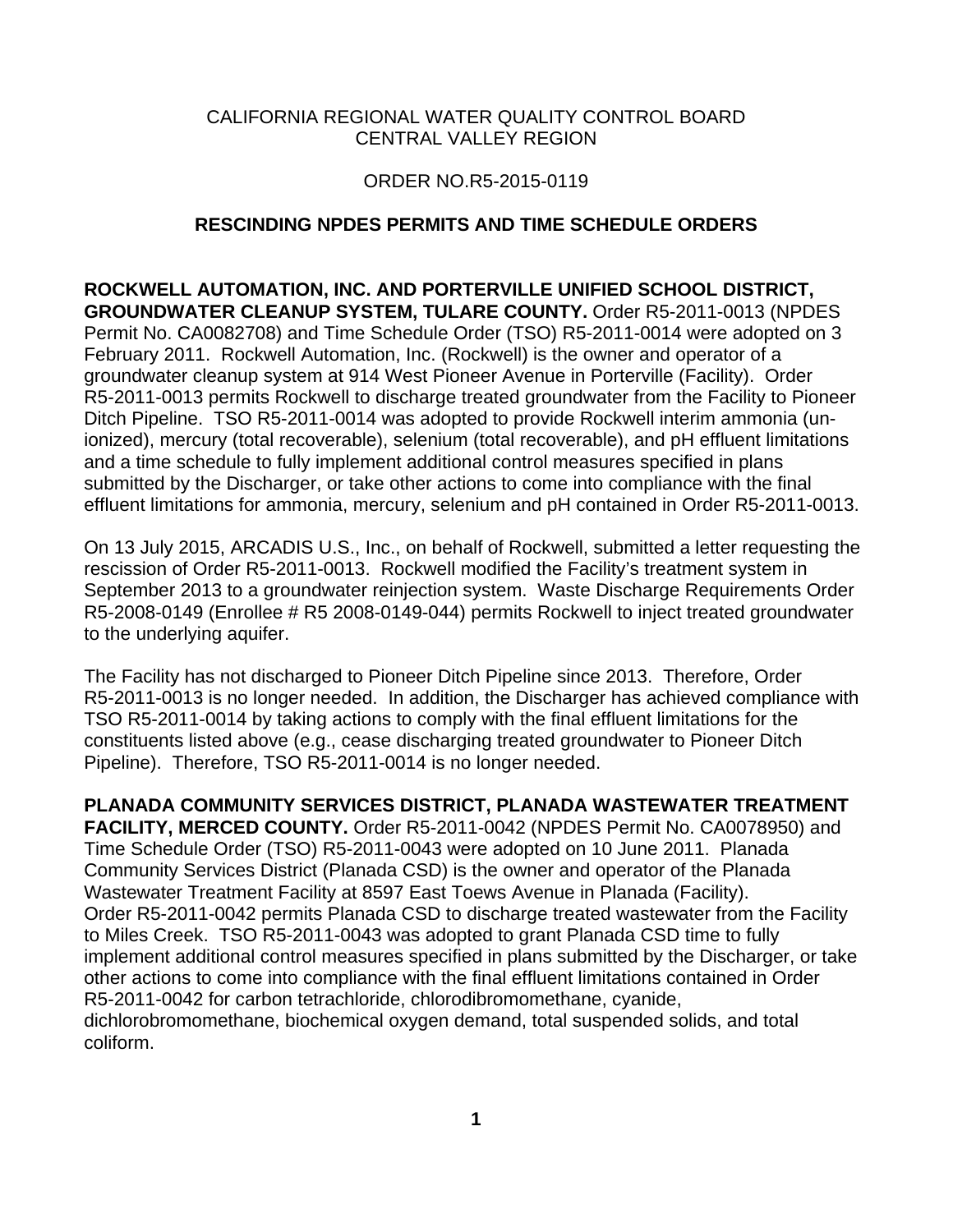CALIFORNIA REGIONAL WATER QUALITY CONTROL BOARD
CENTRAL VALLEY REGION

ORDER NO.R5-2015-0119

**RESCINDING NPDES PERMITS AND TIME SCHEDULE ORDERS**

**ROCKWELL AUTOMATION, INC. AND PORTERVILLE UNIFIED SCHOOL DISTRICT, GROUNDWATER CLEANUP SYSTEM, TULARE COUNTY.** Order R5-2011-0013 (NPDES Permit No. CA0082708) and Time Schedule Order (TSO) R5-2011-0014 were adopted on 3 February 2011. Rockwell Automation, Inc. (Rockwell) is the owner and operator of a groundwater cleanup system at 914 West Pioneer Avenue in Porterville (Facility). Order R5-2011-0013 permits Rockwell to discharge treated groundwater from the Facility to Pioneer Ditch Pipeline. TSO R5-2011-0014 was adopted to provide Rockwell interim ammonia (un-ionized), mercury (total recoverable), selenium (total recoverable), and pH effluent limitations and a time schedule to fully implement additional control measures specified in plans submitted by the Discharger, or take other actions to come into compliance with the final effluent limitations for ammonia, mercury, selenium and pH contained in Order R5-2011-0013.

On 13 July 2015, ARCADIS U.S., Inc., on behalf of Rockwell, submitted a letter requesting the rescission of Order R5-2011-0013. Rockwell modified the Facility's treatment system in September 2013 to a groundwater reinjection system. Waste Discharge Requirements Order R5-2008-0149 (Enrollee # R5 2008-0149-044) permits Rockwell to inject treated groundwater to the underlying aquifer.

The Facility has not discharged to Pioneer Ditch Pipeline since 2013. Therefore, Order R5-2011-0013 is no longer needed. In addition, the Discharger has achieved compliance with TSO R5-2011-0014 by taking actions to comply with the final effluent limitations for the constituents listed above (e.g., cease discharging treated groundwater to Pioneer Ditch Pipeline). Therefore, TSO R5-2011-0014 is no longer needed.

**PLANADA COMMUNITY SERVICES DISTRICT, PLANADA WASTEWATER TREATMENT FACILITY, MERCED COUNTY.** Order R5-2011-0042 (NPDES Permit No. CA0078950) and Time Schedule Order (TSO) R5-2011-0043 were adopted on 10 June 2011. Planada Community Services District (Planada CSD) is the owner and operator of the Planada Wastewater Treatment Facility at 8597 East Toews Avenue in Planada (Facility). Order R5-2011-0042 permits Planada CSD to discharge treated wastewater from the Facility to Miles Creek. TSO R5-2011-0043 was adopted to grant Planada CSD time to fully implement additional control measures specified in plans submitted by the Discharger, or take other actions to come into compliance with the final effluent limitations contained in Order R5-2011-0042 for carbon tetrachloride, chlorodibromomethane, cyanide, dichlorobromomethane, biochemical oxygen demand, total suspended solids, and total coliform.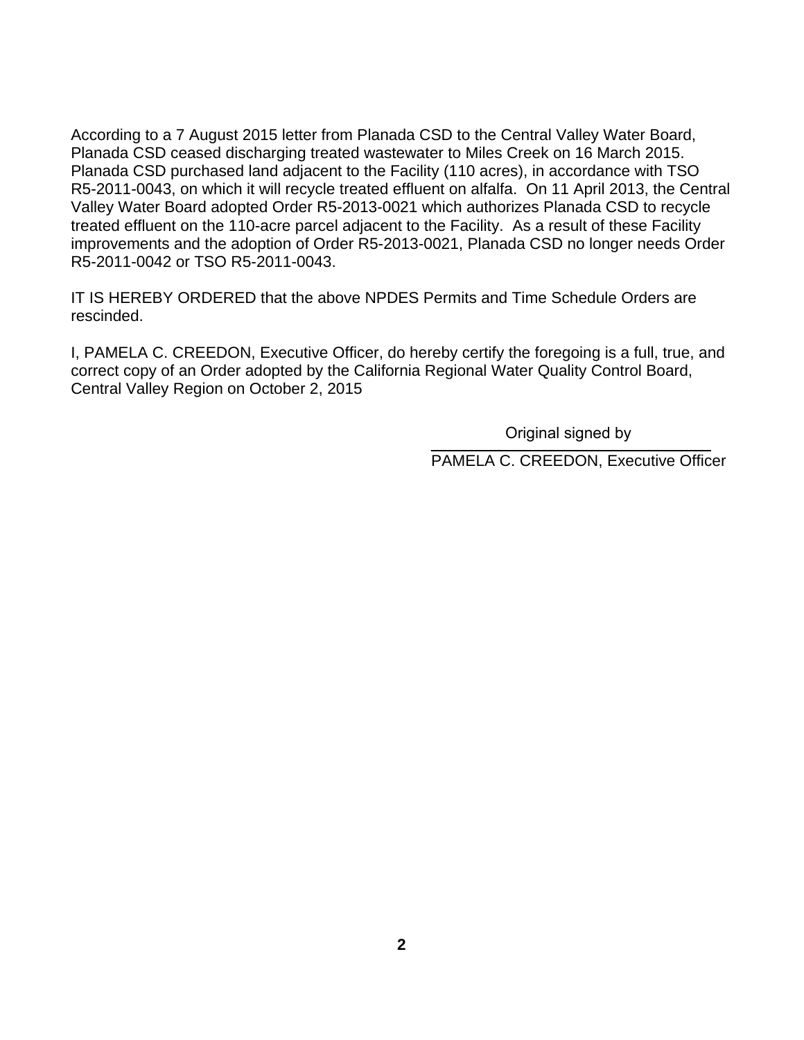According to a 7 August 2015 letter from Planada CSD to the Central Valley Water Board, Planada CSD ceased discharging treated wastewater to Miles Creek on 16 March 2015. Planada CSD purchased land adjacent to the Facility (110 acres), in accordance with TSO R5-2011-0043, on which it will recycle treated effluent on alfalfa. On 11 April 2013, the Central Valley Water Board adopted Order R5-2013-0021 which authorizes Planada CSD to recycle treated effluent on the 110-acre parcel adjacent to the Facility. As a result of these Facility improvements and the adoption of Order R5-2013-0021, Planada CSD no longer needs Order R5-2011-0042 or TSO R5-2011-0043.

IT IS HEREBY ORDERED that the above NPDES Permits and Time Schedule Orders are rescinded.

I, PAMELA C. CREEDON, Executive Officer, do hereby certify the foregoing is a full, true, and correct copy of an Order adopted by the California Regional Water Quality Control Board, Central Valley Region on October 2, 2015

Original signed by

PAMELA C. CREEDON, Executive Officer